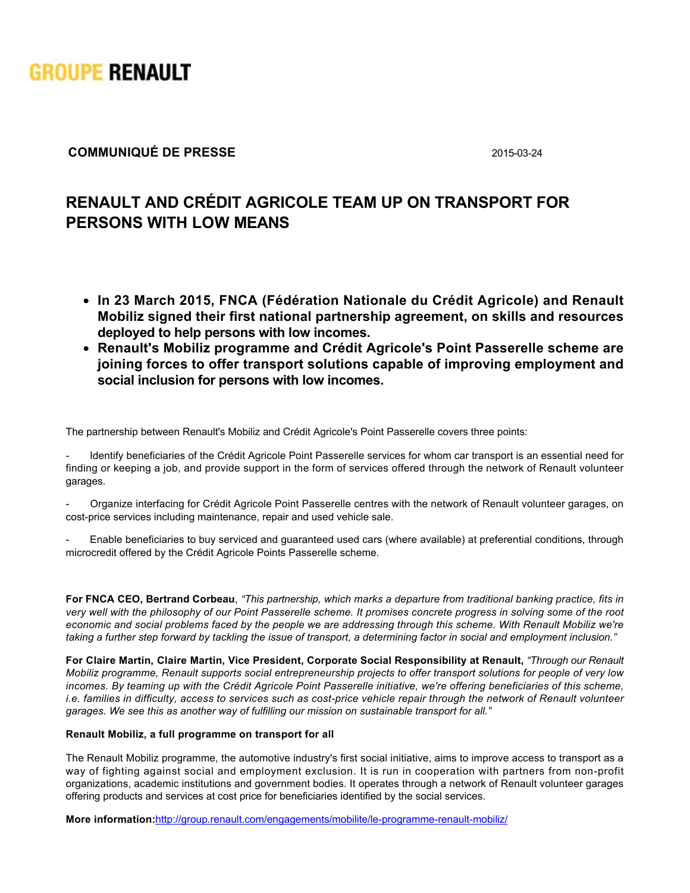GROUPE RENAULT

**COMMUNIQUÉ DE PRESSE** 2015-03-24

# RENAULT AND CRÉDIT AGRICOLE TEAM UP ON TRANSPORT FOR PERSONS WITH LOW MEANS

- **In 23 March 2015, FNCA (Fédération Nationale du Crédit Agricole) and Renault Mobiliz signed their first national partnership agreement, on skills and resources deployed to help persons with low incomes.**
- **Renault's Mobiliz programme and Crédit Agricole's Point Passerelle scheme are joining forces to offer transport solutions capable of improving employment and social inclusion for persons with low incomes.**

The partnership between Renault's Mobiliz and Crédit Agricole's Point Passerelle covers three points:

- Identify beneficiaries of the Crédit Agricole Point Passerelle services for whom car transport is an essential need for finding or keeping a job, and provide support in the form of services offered through the network of Renault volunteer garages.

- Organize interfacing for Crédit Agricole Point Passerelle centres with the network of Renault volunteer garages, on cost-price services including maintenance, repair and used vehicle sale.

- Enable beneficiaries to buy serviced and guaranteed used cars (where available) at preferential conditions, through microcredit offered by the Crédit Agricole Points Passerelle scheme.

**For FNCA CEO, Bertrand Corbeau**, *"This partnership, which marks a departure from traditional banking practice, fits in very well with the philosophy of our Point Passerelle scheme. It promises concrete progress in solving some of the root economic and social problems faced by the people we are addressing through this scheme. With Renault Mobiliz we're taking a further step forward by tackling the issue of transport, a determining factor in social and employment inclusion."*

**For Claire Martin, Claire Martin, Vice President, Corporate Social Responsibility at Renault,** *"Through our Renault Mobiliz programme, Renault supports social entrepreneurship projects to offer transport solutions for people of very low incomes. By teaming up with the Crédit Agricole Point Passerelle initiative, we're offering beneficiaries of this scheme, i.e. families in difficulty, access to services such as cost-price vehicle repair through the network of Renault volunteer garages. We see this as another way of fulfilling our mission on sustainable transport for all."*

**Renault Mobiliz, a full programme on transport for all**

The Renault Mobiliz programme, the automotive industry's first social initiative, aims to improve access to transport as a way of fighting against social and employment exclusion. It is run in cooperation with partners from non-profit organizations, academic institutions and government bodies. It operates through a network of Renault volunteer garages offering products and services at cost price for beneficiaries identified by the social services.

**More information:**http://group.renault.com/engagements/mobilite/le-programme-renault-mobiliz/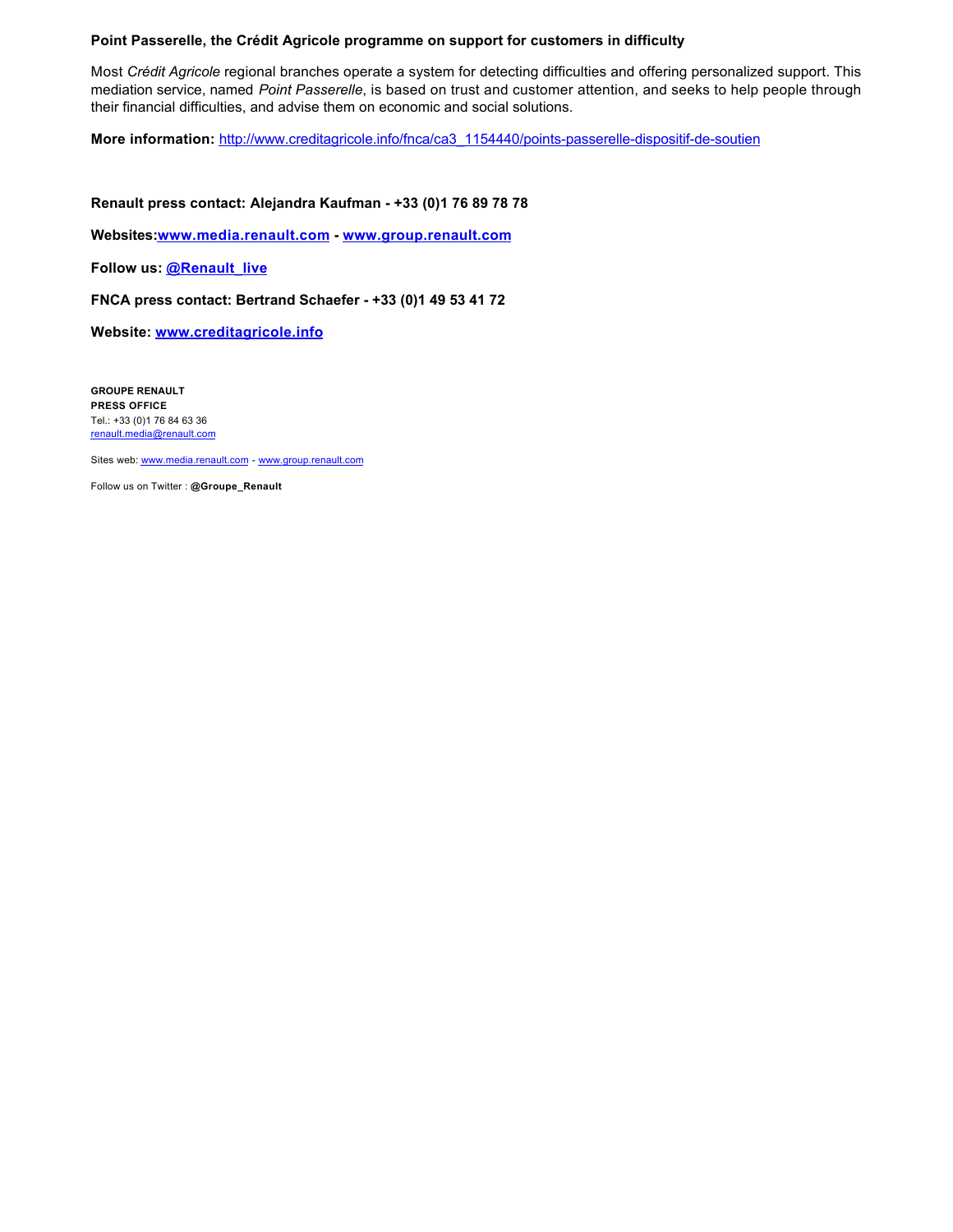**Point Passerelle, the Crédit Agricole programme on support for customers in difficulty**

Most *Crédit Agricole* regional branches operate a system for detecting difficulties and offering personalized support. This mediation service, named *Point Passerelle*, is based on trust and customer attention, and seeks to help people through their financial difficulties, and advise them on economic and social solutions.

**More information:** http://www.creditagricole.info/fnca/ca3_1154440/points-passerelle-dispositif-de-soutien

**Renault press contact: Alejandra Kaufman - +33 (0)1 76 89 78 78**

**Websites:www.media.renault.com - www.group.renault.com**

**Follow us: @Renault_live**

**FNCA press contact: Bertrand Schaefer - +33 (0)1 49 53 41 72**

**Website: www.creditagricole.info**

**GROUPE RENAULT**
**PRESS OFFICE**
Tel.: +33 (0)1 76 84 63 36
renault.media@renault.com

Sites web: www.media.renault.com - www.group.renault.com

Follow us on Twitter : **@Groupe_Renault**